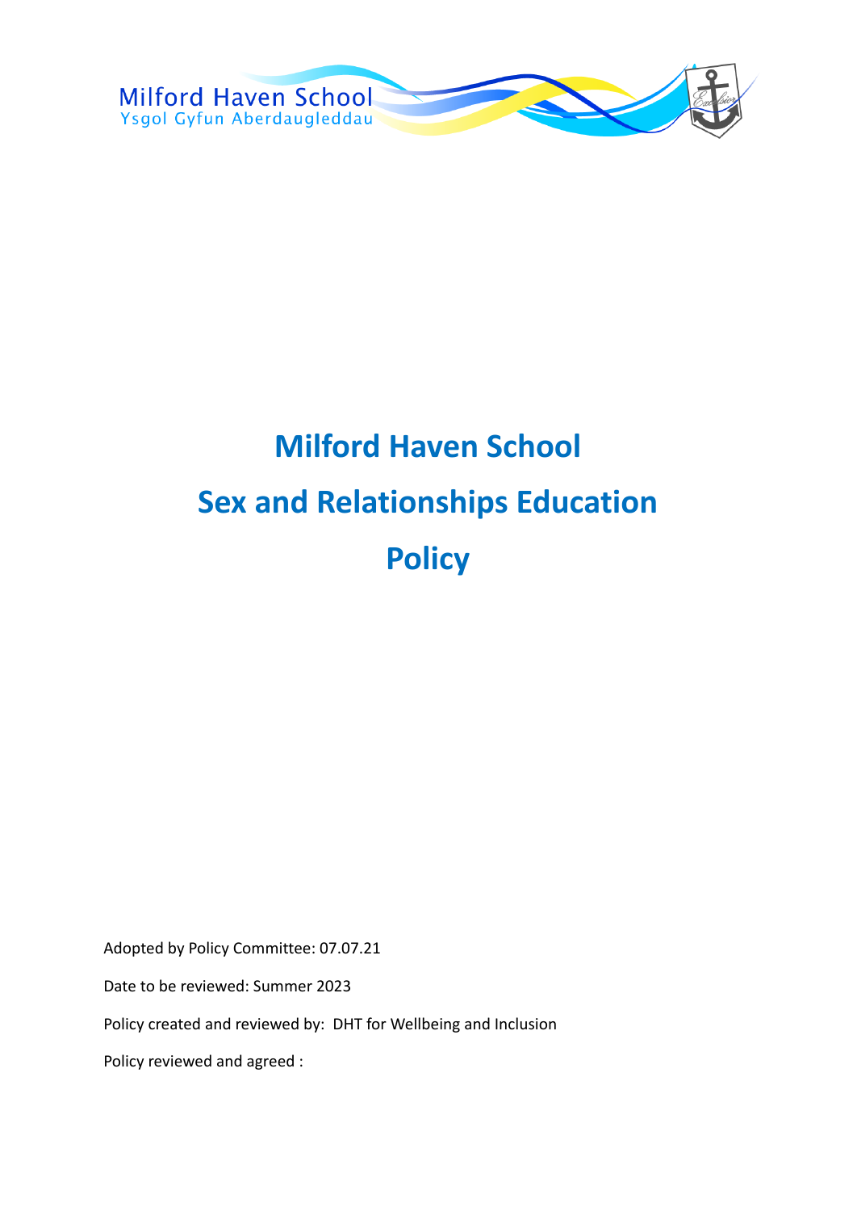Milford Haven School
Ysgol Gyfun Aberdaugleddau

# Milford Haven School

# Sex and Relationships Education

# Policy

Adopted by Policy Committee: 07.07.21

Date to be reviewed: Summer 2023

Policy created and reviewed by: DHT for Wellbeing and Inclusion

Policy reviewed and agreed :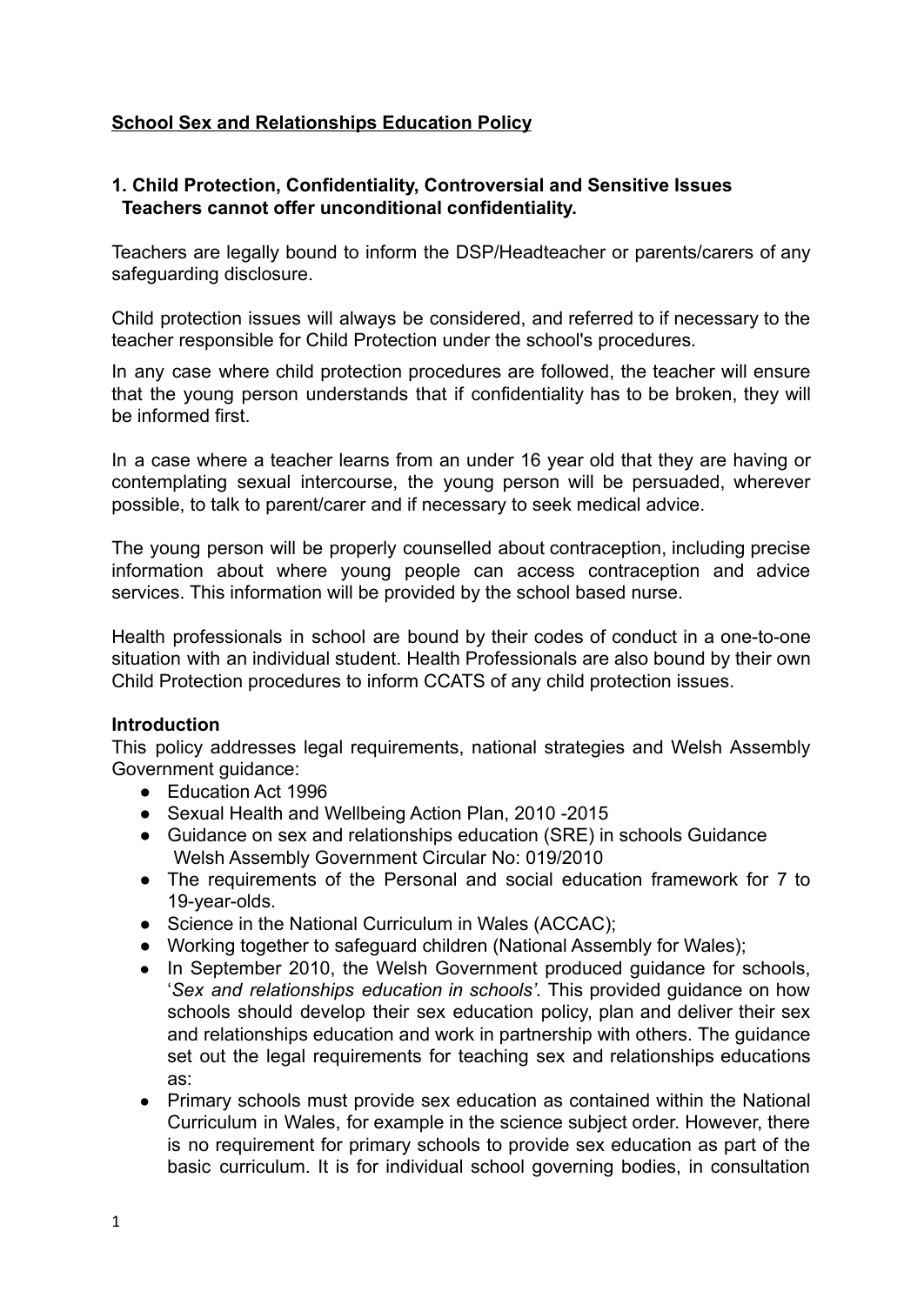**School Sex and Relationships Education Policy**

**1. Child Protection, Confidentiality, Controversial and Sensitive Issues**
**Teachers cannot offer unconditional confidentiality.**

Teachers are legally bound to inform the DSP/Headteacher or parents/carers of any safeguarding disclosure.

Child protection issues will always be considered, and referred to if necessary to the teacher responsible for Child Protection under the school's procedures.

In any case where child protection procedures are followed, the teacher will ensure that the young person understands that if confidentiality has to be broken, they will be informed first.

In a case where a teacher learns from an under 16 year old that they are having or contemplating sexual intercourse, the young person will be persuaded, wherever possible, to talk to parent/carer and if necessary to seek medical advice.

The young person will be properly counselled about contraception, including precise information about where young people can access contraception and advice services. This information will be provided by the school based nurse.

Health professionals in school are bound by their codes of conduct in a one-to-one situation with an individual student. Health Professionals are also bound by their own Child Protection procedures to inform CCATS of any child protection issues.

**Introduction**
This policy addresses legal requirements, national strategies and Welsh Assembly Government guidance:

- Education Act 1996
- Sexual Health and Wellbeing Action Plan, 2010 -2015
- Guidance on sex and relationships education (SRE) in schools Guidance Welsh Assembly Government Circular No: 019/2010
- The requirements of the Personal and social education framework for 7 to 19-year-olds.
- Science in the National Curriculum in Wales (ACCAC);
- Working together to safeguard children (National Assembly for Wales);
- In September 2010, the Welsh Government produced guidance for schools, '*Sex and relationships education in schools'*. This provided guidance on how schools should develop their sex education policy, plan and deliver their sex and relationships education and work in partnership with others. The guidance set out the legal requirements for teaching sex and relationships educations as:
- Primary schools must provide sex education as contained within the National Curriculum in Wales, for example in the science subject order. However, there is no requirement for primary schools to provide sex education as part of the basic curriculum. It is for individual school governing bodies, in consultation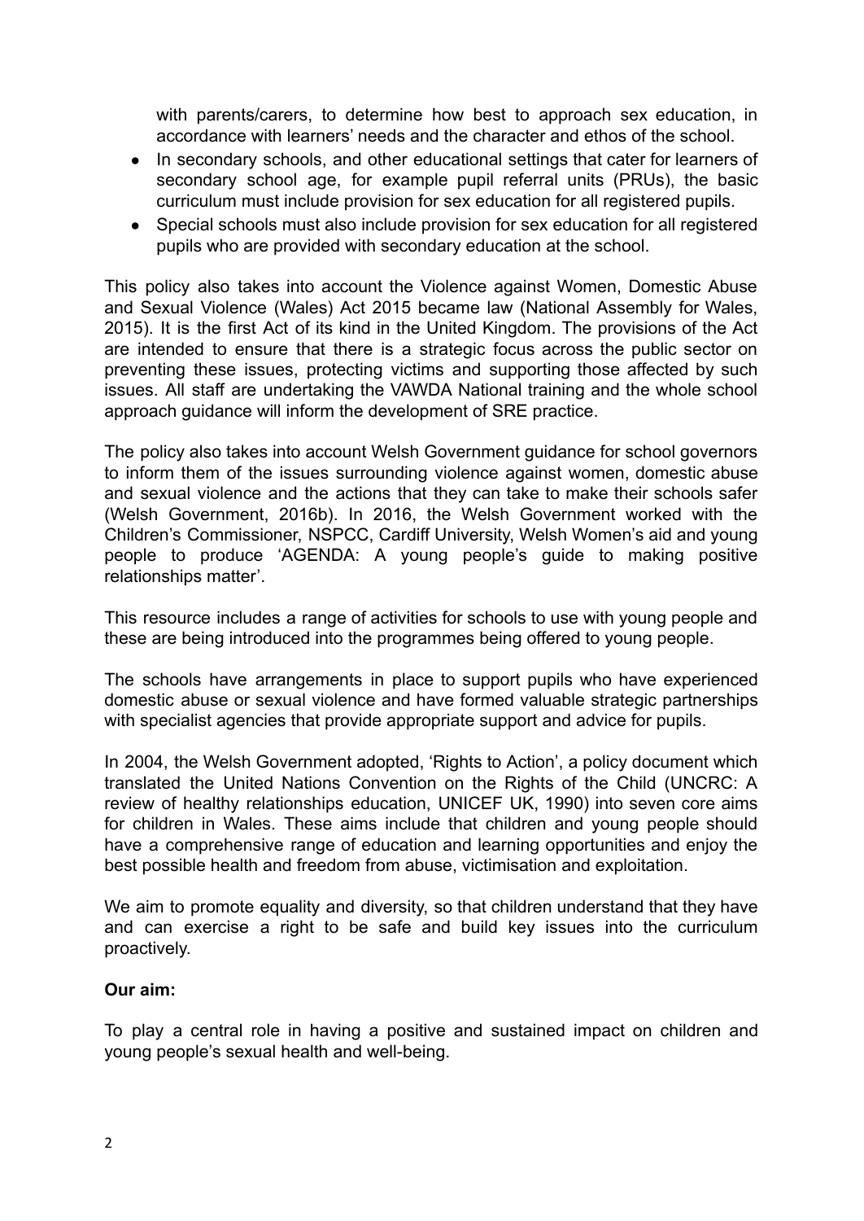with parents/carers, to determine how best to approach sex education, in accordance with learners' needs and the character and ethos of the school.

- In secondary schools, and other educational settings that cater for learners of secondary school age, for example pupil referral units (PRUs), the basic curriculum must include provision for sex education for all registered pupils.
- Special schools must also include provision for sex education for all registered pupils who are provided with secondary education at the school.

This policy also takes into account the Violence against Women, Domestic Abuse and Sexual Violence (Wales) Act 2015 became law (National Assembly for Wales, 2015). It is the first Act of its kind in the United Kingdom. The provisions of the Act are intended to ensure that there is a strategic focus across the public sector on preventing these issues, protecting victims and supporting those affected by such issues. All staff are undertaking the VAWDA National training and the whole school approach guidance will inform the development of SRE practice.

The policy also takes into account Welsh Government guidance for school governors to inform them of the issues surrounding violence against women, domestic abuse and sexual violence and the actions that they can take to make their schools safer (Welsh Government, 2016b). In 2016, the Welsh Government worked with the Children's Commissioner, NSPCC, Cardiff University, Welsh Women's aid and young people to produce 'AGENDA: A young people's guide to making positive relationships matter'.

This resource includes a range of activities for schools to use with young people and these are being introduced into the programmes being offered to young people.

The schools have arrangements in place to support pupils who have experienced domestic abuse or sexual violence and have formed valuable strategic partnerships with specialist agencies that provide appropriate support and advice for pupils.

In 2004, the Welsh Government adopted, 'Rights to Action', a policy document which translated the United Nations Convention on the Rights of the Child (UNCRC: A review of healthy relationships education, UNICEF UK, 1990) into seven core aims for children in Wales. These aims include that children and young people should have a comprehensive range of education and learning opportunities and enjoy the best possible health and freedom from abuse, victimisation and exploitation.

We aim to promote equality and diversity, so that children understand that they have and can exercise a right to be safe and build key issues into the curriculum proactively.

**Our aim:**

To play a central role in having a positive and sustained impact on children and young people's sexual health and well-being.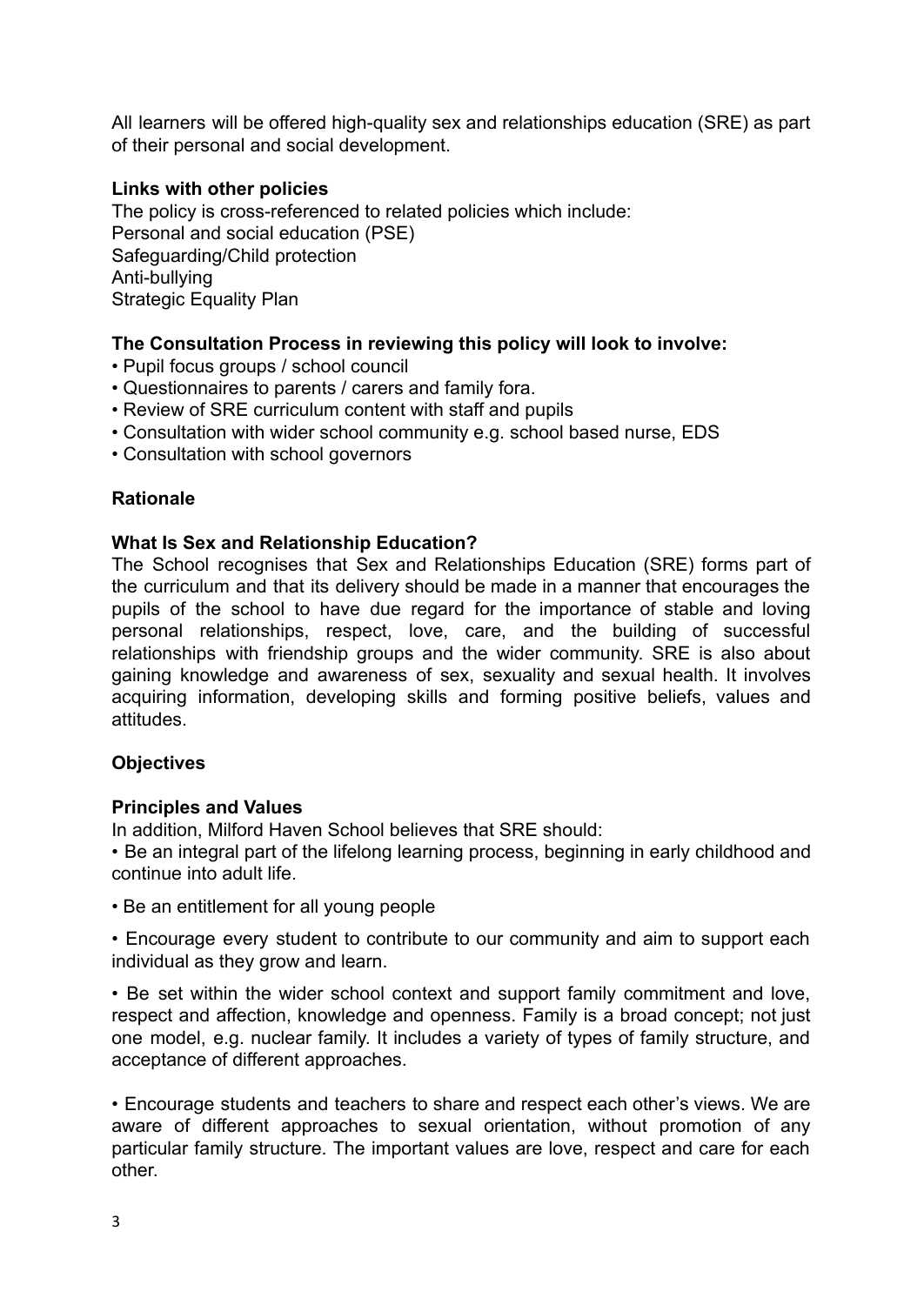All learners will be offered high-quality sex and relationships education (SRE) as part of their personal and social development.

**Links with other policies**

The policy is cross-referenced to related policies which include:

Personal and social education (PSE)
Safeguarding/Child protection
Anti-bullying
Strategic Equality Plan

**The Consultation Process in reviewing this policy will look to involve:**

- Pupil focus groups / school council
- Questionnaires to parents / carers and family fora.
- Review of SRE curriculum content with staff and pupils
- Consultation with wider school community e.g. school based nurse, EDS
- Consultation with school governors

**Rationale**

**What Is Sex and Relationship Education?**

The School recognises that Sex and Relationships Education (SRE) forms part of the curriculum and that its delivery should be made in a manner that encourages the pupils of the school to have due regard for the importance of stable and loving personal relationships, respect, love, care, and the building of successful relationships with friendship groups and the wider community. SRE is also about gaining knowledge and awareness of sex, sexuality and sexual health. It involves acquiring information, developing skills and forming positive beliefs, values and attitudes.

**Objectives**

**Principles and Values**

In addition, Milford Haven School believes that SRE should:

- Be an integral part of the lifelong learning process, beginning in early childhood and continue into adult life.

- Be an entitlement for all young people

- Encourage every student to contribute to our community and aim to support each individual as they grow and learn.

- Be set within the wider school context and support family commitment and love, respect and affection, knowledge and openness. Family is a broad concept; not just one model, e.g. nuclear family. It includes a variety of types of family structure, and acceptance of different approaches.

- Encourage students and teachers to share and respect each other's views. We are aware of different approaches to sexual orientation, without promotion of any particular family structure. The important values are love, respect and care for each other.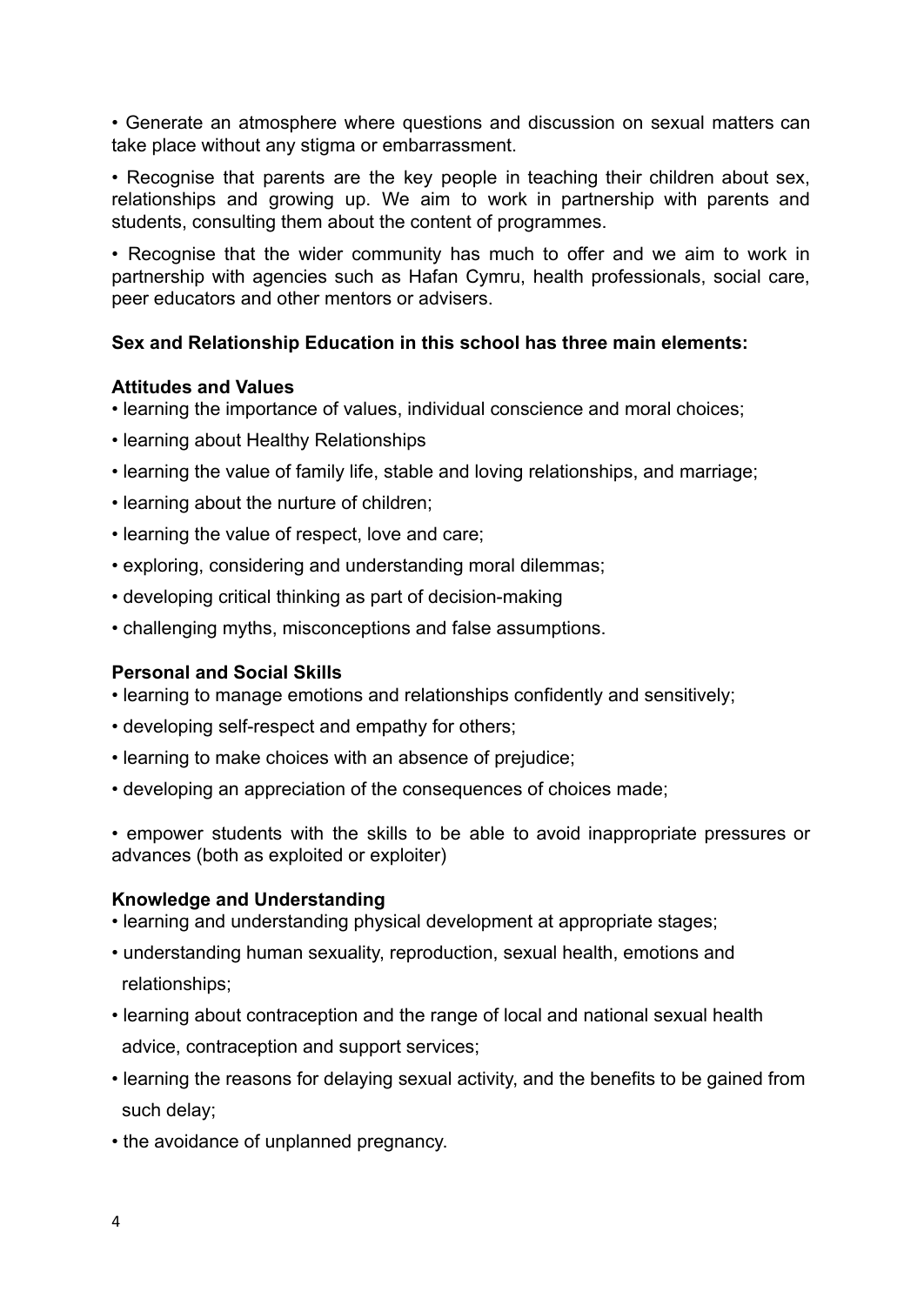- Generate an atmosphere where questions and discussion on sexual matters can take place without any stigma or embarrassment.
- Recognise that parents are the key people in teaching their children about sex, relationships and growing up. We aim to work in partnership with parents and students, consulting them about the content of programmes.
- Recognise that the wider community has much to offer and we aim to work in partnership with agencies such as Hafan Cymru, health professionals, social care, peer educators and other mentors or advisers.

**Sex and Relationship Education in this school has three main elements:**

**Attitudes and Values**

- learning the importance of values, individual conscience and moral choices;
- learning about Healthy Relationships
- learning the value of family life, stable and loving relationships, and marriage;
- learning about the nurture of children;
- learning the value of respect, love and care;
- exploring, considering and understanding moral dilemmas;
- developing critical thinking as part of decision-making
- challenging myths, misconceptions and false assumptions.

**Personal and Social Skills**

- learning to manage emotions and relationships confidently and sensitively;
- developing self-respect and empathy for others;
- learning to make choices with an absence of prejudice;
- developing an appreciation of the consequences of choices made;
- empower students with the skills to be able to avoid inappropriate pressures or advances (both as exploited or exploiter)

**Knowledge and Understanding**

- learning and understanding physical development at appropriate stages;
- understanding human sexuality, reproduction, sexual health, emotions and relationships;
- learning about contraception and the range of local and national sexual health advice, contraception and support services;
- learning the reasons for delaying sexual activity, and the benefits to be gained from such delay;
- the avoidance of unplanned pregnancy.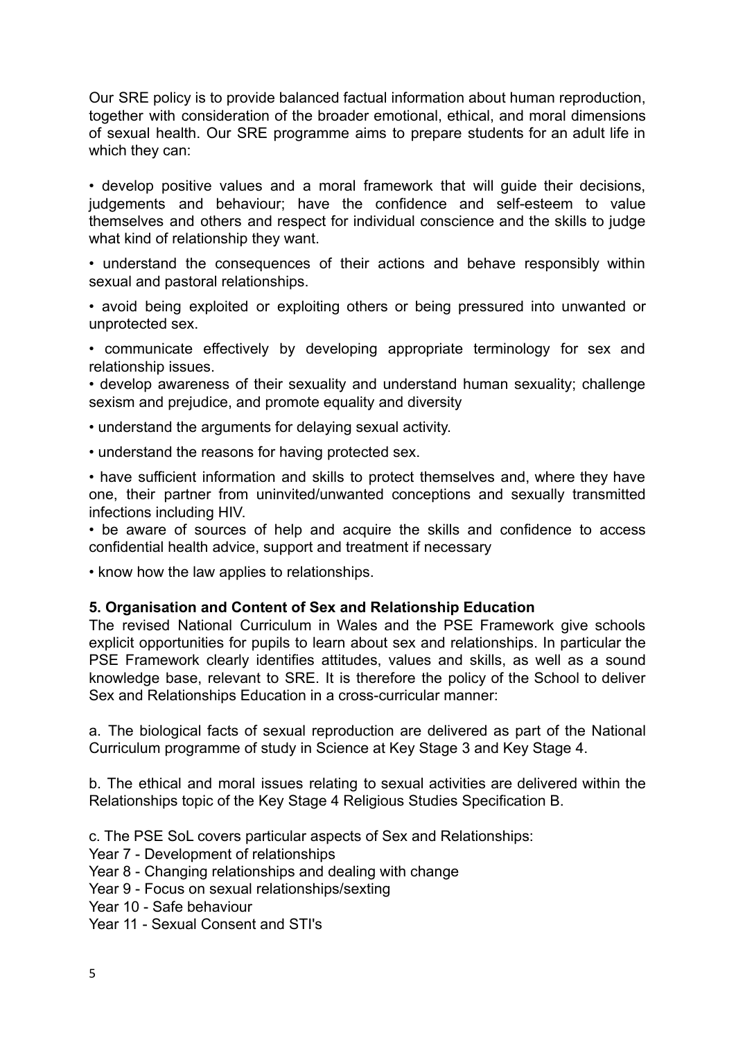Our SRE policy is to provide balanced factual information about human reproduction, together with consideration of the broader emotional, ethical, and moral dimensions of sexual health. Our SRE programme aims to prepare students for an adult life in which they can:

- develop positive values and a moral framework that will guide their decisions, judgements and behaviour; have the confidence and self-esteem to value themselves and others and respect for individual conscience and the skills to judge what kind of relationship they want.
- understand the consequences of their actions and behave responsibly within sexual and pastoral relationships.
- avoid being exploited or exploiting others or being pressured into unwanted or unprotected sex.
- communicate effectively by developing appropriate terminology for sex and relationship issues.
- develop awareness of their sexuality and understand human sexuality; challenge sexism and prejudice, and promote equality and diversity
- understand the arguments for delaying sexual activity.
- understand the reasons for having protected sex.
- have sufficient information and skills to protect themselves and, where they have one, their partner from uninvited/unwanted conceptions and sexually transmitted infections including HIV.
- be aware of sources of help and acquire the skills and confidence to access confidential health advice, support and treatment if necessary
- know how the law applies to relationships.

**5. Organisation and Content of Sex and Relationship Education**

The revised National Curriculum in Wales and the PSE Framework give schools explicit opportunities for pupils to learn about sex and relationships. In particular the PSE Framework clearly identifies attitudes, values and skills, as well as a sound knowledge base, relevant to SRE. It is therefore the policy of the School to deliver Sex and Relationships Education in a cross-curricular manner:

a. The biological facts of sexual reproduction are delivered as part of the National Curriculum programme of study in Science at Key Stage 3 and Key Stage 4.

b. The ethical and moral issues relating to sexual activities are delivered within the Relationships topic of the Key Stage 4 Religious Studies Specification B.

c. The PSE SoL covers particular aspects of Sex and Relationships:
Year 7 - Development of relationships
Year 8 - Changing relationships and dealing with change
Year 9 - Focus on sexual relationships/sexting
Year 10 - Safe behaviour
Year 11 - Sexual Consent and STI's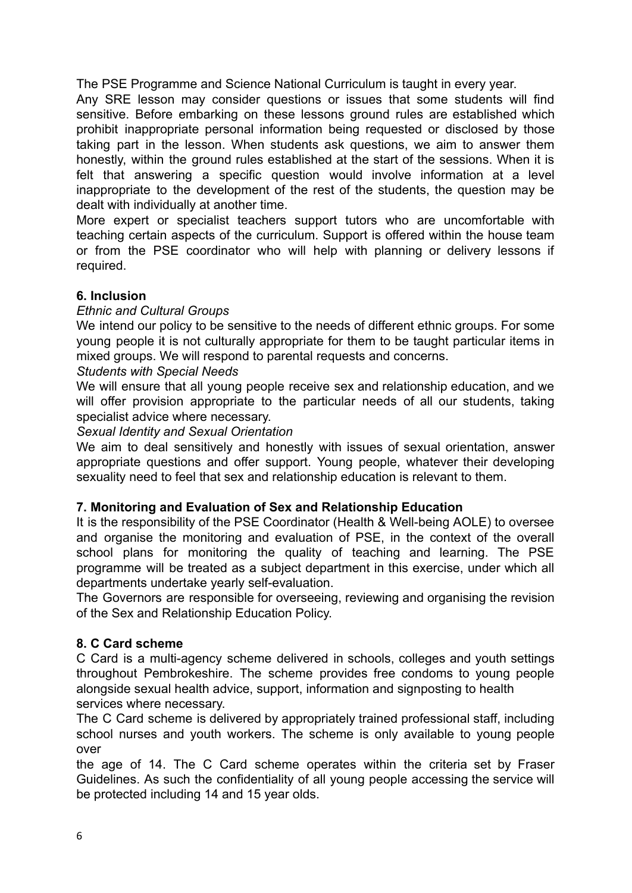The PSE Programme and Science National Curriculum is taught in every year.

Any SRE lesson may consider questions or issues that some students will find sensitive. Before embarking on these lessons ground rules are established which prohibit inappropriate personal information being requested or disclosed by those taking part in the lesson. When students ask questions, we aim to answer them honestly, within the ground rules established at the start of the sessions. When it is felt that answering a specific question would involve information at a level inappropriate to the development of the rest of the students, the question may be dealt with individually at another time.

More expert or specialist teachers support tutors who are uncomfortable with teaching certain aspects of the curriculum. Support is offered within the house team or from the PSE coordinator who will help with planning or delivery lessons if required.

**6. Inclusion**

*Ethnic and Cultural Groups*

We intend our policy to be sensitive to the needs of different ethnic groups. For some young people it is not culturally appropriate for them to be taught particular items in mixed groups. We will respond to parental requests and concerns.

*Students with Special Needs*

We will ensure that all young people receive sex and relationship education, and we will offer provision appropriate to the particular needs of all our students, taking specialist advice where necessary.

*Sexual Identity and Sexual Orientation*

We aim to deal sensitively and honestly with issues of sexual orientation, answer appropriate questions and offer support. Young people, whatever their developing sexuality need to feel that sex and relationship education is relevant to them.

**7. Monitoring and Evaluation of Sex and Relationship Education**

It is the responsibility of the PSE Coordinator (Health & Well-being AOLE) to oversee and organise the monitoring and evaluation of PSE, in the context of the overall school plans for monitoring the quality of teaching and learning. The PSE programme will be treated as a subject department in this exercise, under which all departments undertake yearly self-evaluation.

The Governors are responsible for overseeing, reviewing and organising the revision of the Sex and Relationship Education Policy.

**8. C Card scheme**

C Card is a multi-agency scheme delivered in schools, colleges and youth settings throughout Pembrokeshire. The scheme provides free condoms to young people alongside sexual health advice, support, information and signposting to health services where necessary.

The C Card scheme is delivered by appropriately trained professional staff, including school nurses and youth workers. The scheme is only available to young people over the age of 14. The C Card scheme operates within the criteria set by Fraser Guidelines. As such the confidentiality of all young people accessing the service will be protected including 14 and 15 year olds.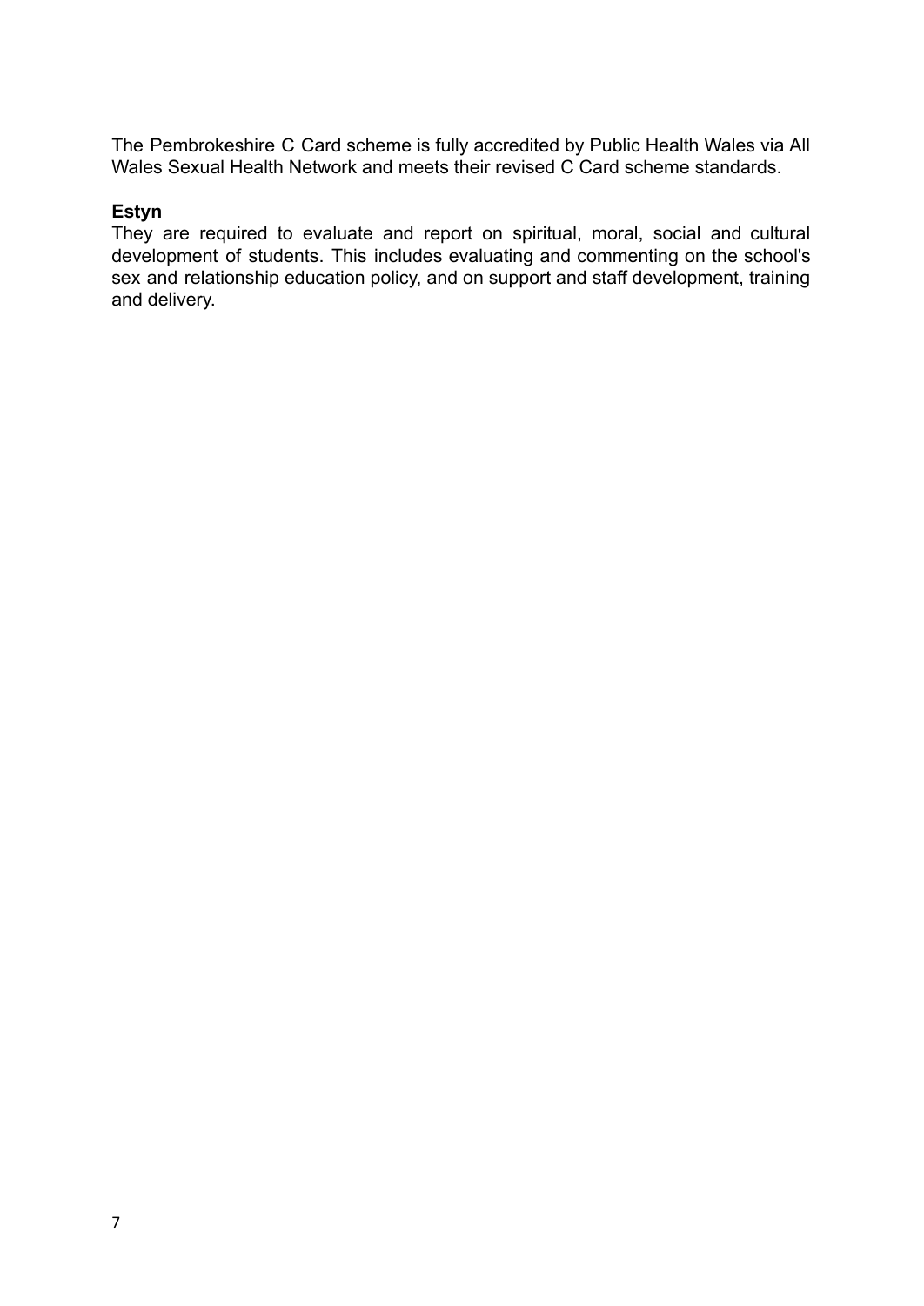The Pembrokeshire C Card scheme is fully accredited by Public Health Wales via All Wales Sexual Health Network and meets their revised C Card scheme standards.

**Estyn**

They are required to evaluate and report on spiritual, moral, social and cultural development of students. This includes evaluating and commenting on the school's sex and relationship education policy, and on support and staff development, training and delivery.